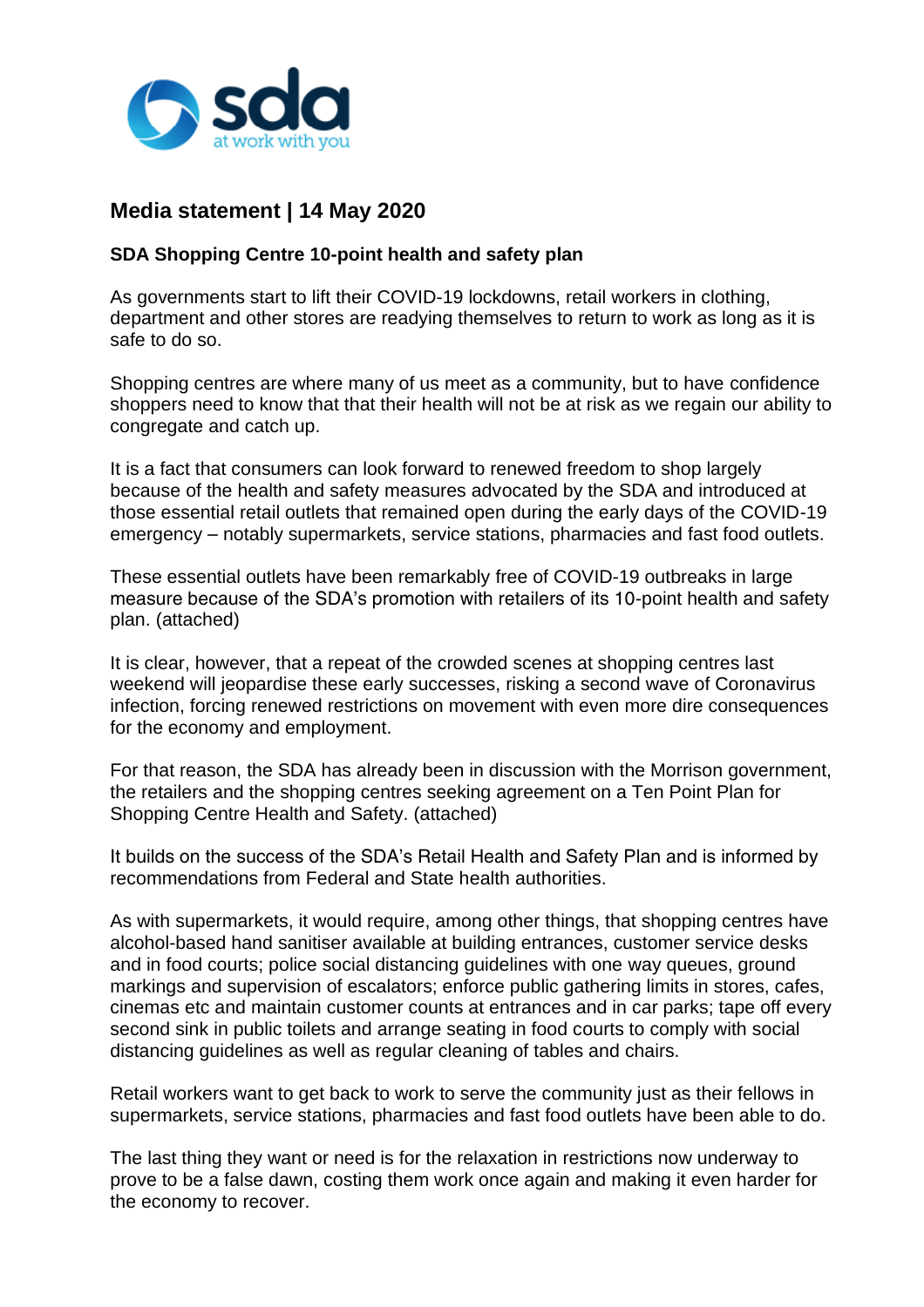## Media statement | 14 May 2020

### SDA Shopping Centre 10-point health and safety plan

As governments start to lift their COVID-19 lockdowns, retail workers in clothing, department and other stores are readying themselves to return to work as long as it is safe to do so.

Shopping centres are where many of us meet as a community, but to have confidence shoppers need to know that that their health will not be at risk as we regain our ability to congregate and catch up.

It is a fact that consumers can look forward to renewed freedom to shop largely because of the health and safety measures advocated by the SDA and introduced at those essential retail outlets that remained open during the early days of the COVID-19 emergency – notably supermarkets, service stations, pharmacies and fast food outlets.

These essential outlets have been remarkably free of COVID-19 outbreaks in large measure because of the SDA's promotion with retailers of its 10-point health and safety plan. (attached)

It is clear, however, that a repeat of the crowded scenes at shopping centres last weekend will jeopardise these early successes, risking a second wave of Coronavirus infection, forcing renewed restrictions on movement with even more dire consequences for the economy and employment.

For that reason, the SDA has already been in discussion with the Morrison government, the retailers and the shopping centres seeking agreement on a Ten Point Plan for Shopping Centre Health and Safety. (attached)

It builds on the success of the SDA's Retail Health and Safety Plan and is informed by recommendations from Federal and State health authorities.

As with supermarkets, it would require, among other things, that shopping centres have alcohol-based hand sanitiser available at building entrances, customer service desks and in food courts; police social distancing guidelines with one way queues, ground markings and supervision of escalators; enforce public gathering limits in stores, cafes, cinemas etc and maintain customer counts at entrances and in car parks; tape off every second sink in public toilets and arrange seating in food courts to comply with social distancing guidelines as well as regular cleaning of tables and chairs.

Retail workers want to get back to work to serve the community just as their fellows in supermarkets, service stations, pharmacies and fast food outlets have been able to do.

The last thing they want or need is for the relaxation in restrictions now underway to prove to be a false dawn, costing them work once again and making it even harder for the economy to recover.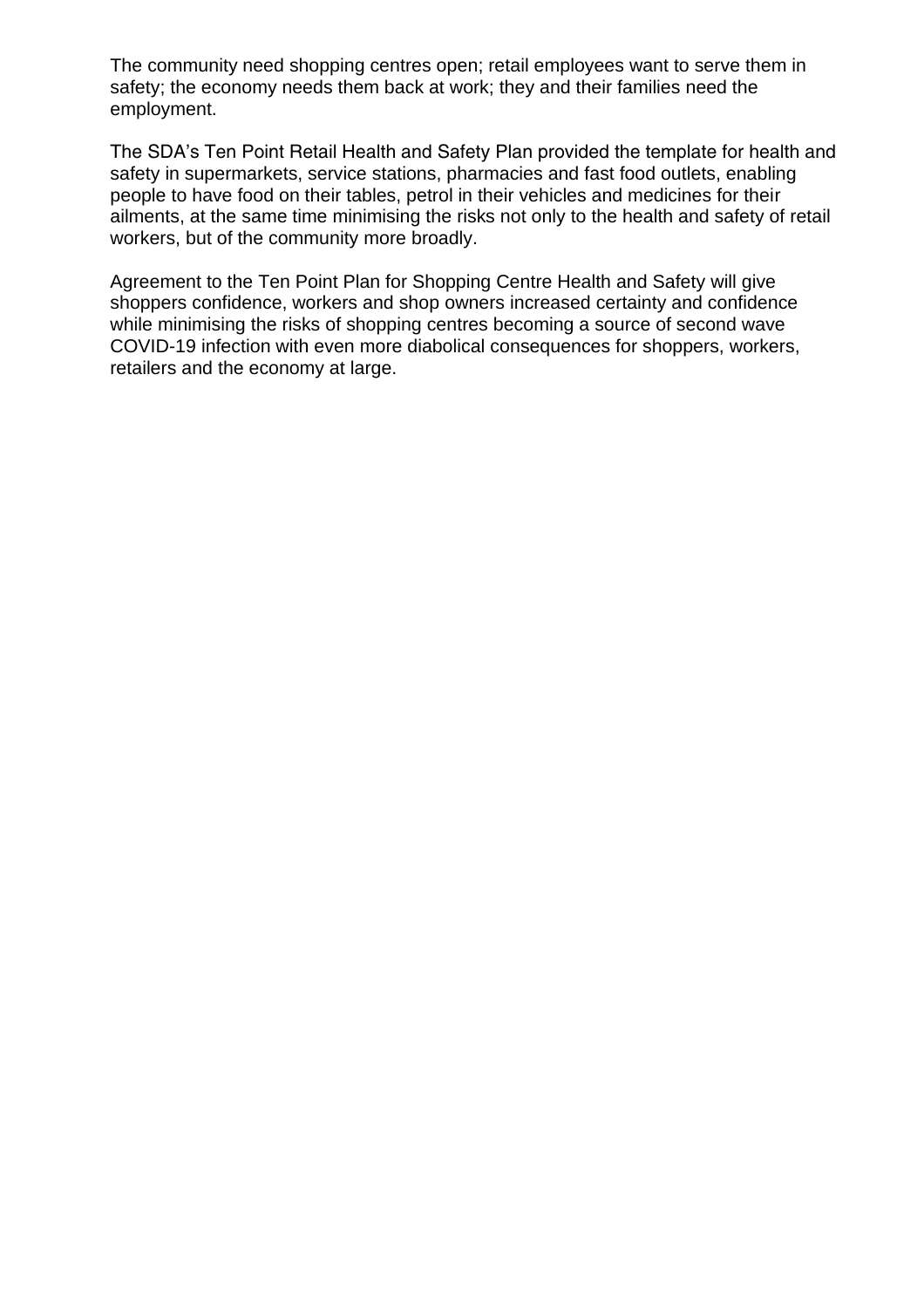The community need shopping centres open; retail employees want to serve them in safety; the economy needs them back at work; they and their families need the employment.

The SDA's Ten Point Retail Health and Safety Plan provided the template for health and safety in supermarkets, service stations, pharmacies and fast food outlets, enabling people to have food on their tables, petrol in their vehicles and medicines for their ailments, at the same time minimising the risks not only to the health and safety of retail workers, but of the community more broadly.

Agreement to the Ten Point Plan for Shopping Centre Health and Safety will give shoppers confidence, workers and shop owners increased certainty and confidence while minimising the risks of shopping centres becoming a source of second wave COVID-19 infection with even more diabolical consequences for shoppers, workers, retailers and the economy at large.